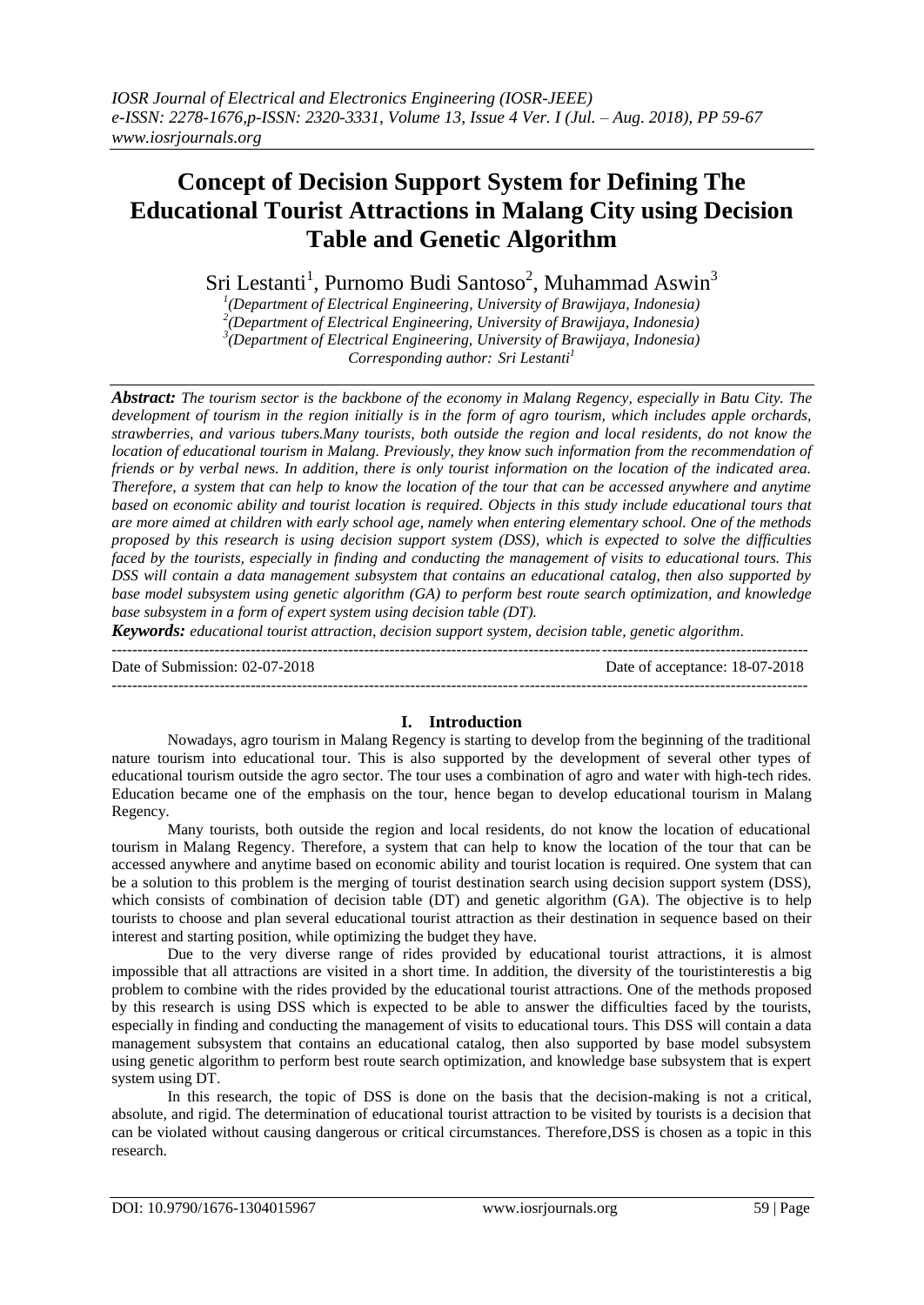# Concept of Decision Support System for Defining The Educational Tourist Attractions in Malang City using Decision Table and Genetic Algorithm

Sri Lestanti[1], Purnomo Budi Santoso[2], Muhammad Aswin[3]

[1](Department of Electrical Engineering, University of Brawijaya, Indonesia)
[2](Department of Electrical Engineering, University of Brawijaya, Indonesia)
[3](Department of Electrical Engineering, University of Brawijaya, Indonesia)
*Corresponding author: Sri Lestanti[1]*

***Abstract:*** *The tourism sector is the backbone of the economy in Malang Regency, especially in Batu City. The development of tourism in the region initially is in the form of agro tourism, which includes apple orchards, strawberries, and various tubers.Many tourists, both outside the region and local residents, do not know the location of educational tourism in Malang. Previously, they know such information from the recommendation of friends or by verbal news. In addition, there is only tourist information on the location of the indicated area. Therefore, a system that can help to know the location of the tour that can be accessed anywhere and anytime based on economic ability and tourist location is required. Objects in this study include educational tours that are more aimed at children with early school age, namely when entering elementary school. One of the methods proposed by this research is using decision support system (DSS), which is expected to solve the difficulties faced by the tourists, especially in finding and conducting the management of visits to educational tours. This DSS will contain a data management subsystem that contains an educational catalog, then also supported by base model subsystem using genetic algorithm (GA) to perform best route search optimization, and knowledge base subsystem in a form of expert system using decision table (DT).*

***Keywords:*** *educational tourist attraction, decision support system, decision table, genetic algorithm.*

---

Date of Submission: 02-07-2018 Date of acceptance: 18-07-2018

---

## I. Introduction

Nowadays, agro tourism in Malang Regency is starting to develop from the beginning of the traditional nature tourism into educational tour. This is also supported by the development of several other types of educational tourism outside the agro sector. The tour uses a combination of agro and water with high-tech rides. Education became one of the emphasis on the tour, hence began to develop educational tourism in Malang Regency.

Many tourists, both outside the region and local residents, do not know the location of educational tourism in Malang Regency. Therefore, a system that can help to know the location of the tour that can be accessed anywhere and anytime based on economic ability and tourist location is required. One system that can be a solution to this problem is the merging of tourist destination search using decision support system (DSS), which consists of combination of decision table (DT) and genetic algorithm (GA). The objective is to help tourists to choose and plan several educational tourist attraction as their destination in sequence based on their interest and starting position, while optimizing the budget they have.

Due to the very diverse range of rides provided by educational tourist attractions, it is almost impossible that all attractions are visited in a short time. In addition, the diversity of the touristinterestis a big problem to combine with the rides provided by the educational tourist attractions. One of the methods proposed by this research is using DSS which is expected to be able to answer the difficulties faced by the tourists, especially in finding and conducting the management of visits to educational tours. This DSS will contain a data management subsystem that contains an educational catalog, then also supported by base model subsystem using genetic algorithm to perform best route search optimization, and knowledge base subsystem that is expert system using DT.

In this research, the topic of DSS is done on the basis that the decision-making is not a critical, absolute, and rigid. The determination of educational tourist attraction to be visited by tourists is a decision that can be violated without causing dangerous or critical circumstances. Therefore,DSS is chosen as a topic in this research.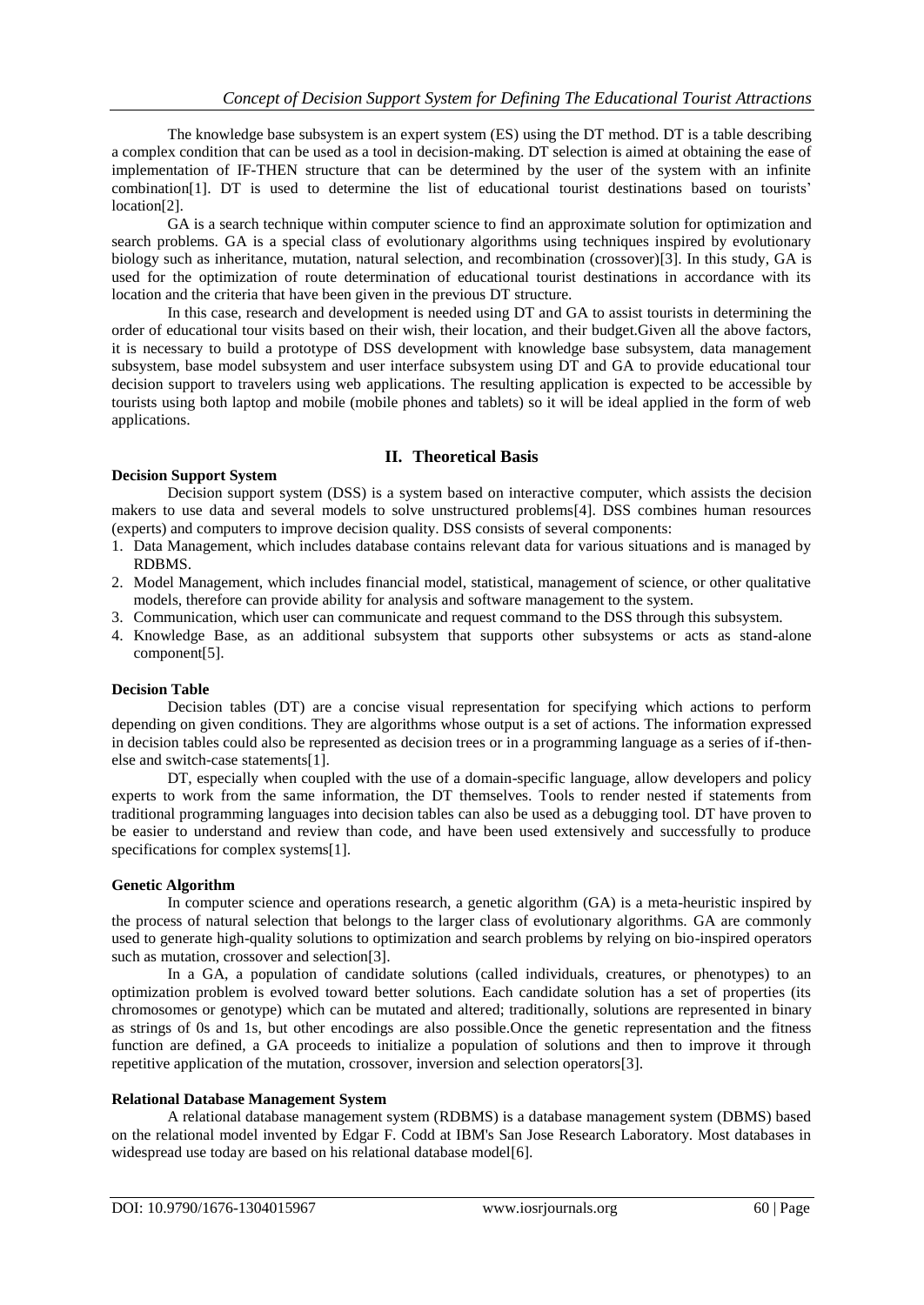The knowledge base subsystem is an expert system (ES) using the DT method. DT is a table describing a complex condition that can be used as a tool in decision-making. DT selection is aimed at obtaining the ease of implementation of IF-THEN structure that can be determined by the user of the system with an infinite combination[1]. DT is used to determine the list of educational tourist destinations based on tourists' location[2].

GA is a search technique within computer science to find an approximate solution for optimization and search problems. GA is a special class of evolutionary algorithms using techniques inspired by evolutionary biology such as inheritance, mutation, natural selection, and recombination (crossover)[3]. In this study, GA is used for the optimization of route determination of educational tourist destinations in accordance with its location and the criteria that have been given in the previous DT structure.

In this case, research and development is needed using DT and GA to assist tourists in determining the order of educational tour visits based on their wish, their location, and their budget.Given all the above factors, it is necessary to build a prototype of DSS development with knowledge base subsystem, data management subsystem, base model subsystem and user interface subsystem using DT and GA to provide educational tour decision support to travelers using web applications. The resulting application is expected to be accessible by tourists using both laptop and mobile (mobile phones and tablets) so it will be ideal applied in the form of web applications.

## II. Theoretical Basis

### Decision Support System

Decision support system (DSS) is a system based on interactive computer, which assists the decision makers to use data and several models to solve unstructured problems[4]. DSS combines human resources (experts) and computers to improve decision quality. DSS consists of several components:

1. Data Management, which includes database contains relevant data for various situations and is managed by RDBMS.
2. Model Management, which includes financial model, statistical, management of science, or other qualitative models, therefore can provide ability for analysis and software management to the system.
3. Communication, which user can communicate and request command to the DSS through this subsystem.
4. Knowledge Base, as an additional subsystem that supports other subsystems or acts as stand-alone component[5].

### Decision Table

Decision tables (DT) are a concise visual representation for specifying which actions to perform depending on given conditions. They are algorithms whose output is a set of actions. The information expressed in decision tables could also be represented as decision trees or in a programming language as a series of if-then-else and switch-case statements[1].

DT, especially when coupled with the use of a domain-specific language, allow developers and policy experts to work from the same information, the DT themselves. Tools to render nested if statements from traditional programming languages into decision tables can also be used as a debugging tool. DT have proven to be easier to understand and review than code, and have been used extensively and successfully to produce specifications for complex systems[1].

### Genetic Algorithm

In computer science and operations research, a genetic algorithm (GA) is a meta-heuristic inspired by the process of natural selection that belongs to the larger class of evolutionary algorithms. GA are commonly used to generate high-quality solutions to optimization and search problems by relying on bio-inspired operators such as mutation, crossover and selection[3].

In a GA, a population of candidate solutions (called individuals, creatures, or phenotypes) to an optimization problem is evolved toward better solutions. Each candidate solution has a set of properties (its chromosomes or genotype) which can be mutated and altered; traditionally, solutions are represented in binary as strings of 0s and 1s, but other encodings are also possible.Once the genetic representation and the fitness function are defined, a GA proceeds to initialize a population of solutions and then to improve it through repetitive application of the mutation, crossover, inversion and selection operators[3].

### Relational Database Management System

A relational database management system (RDBMS) is a database management system (DBMS) based on the relational model invented by Edgar F. Codd at IBM's San Jose Research Laboratory. Most databases in widespread use today are based on his relational database model[6].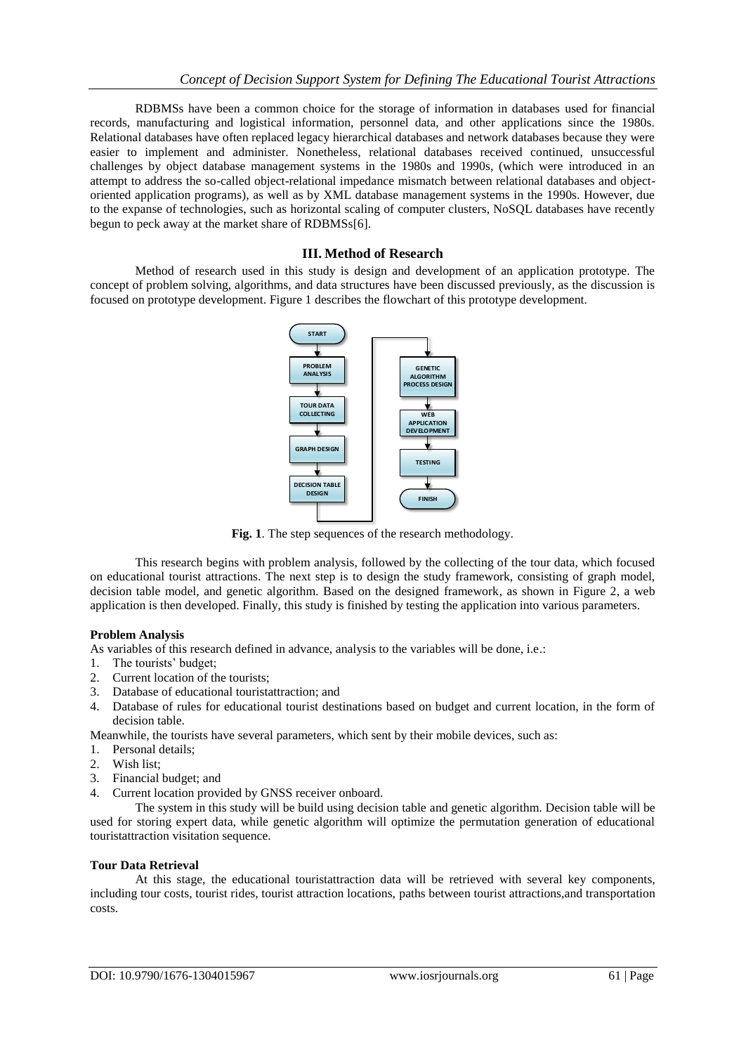RDBMSs have been a common choice for the storage of information in databases used for financial records, manufacturing and logistical information, personnel data, and other applications since the 1980s. Relational databases have often replaced legacy hierarchical databases and network databases because they were easier to implement and administer. Nonetheless, relational databases received continued, unsuccessful challenges by object database management systems in the 1980s and 1990s, (which were introduced in an attempt to address the so-called object-relational impedance mismatch between relational databases and object-oriented application programs), as well as by XML database management systems in the 1990s. However, due to the expanse of technologies, such as horizontal scaling of computer clusters, NoSQL databases have recently begun to peck away at the market share of RDBMSs[6].

## III. Method of Research

Method of research used in this study is design and development of an application prototype. The concept of problem solving, algorithms, and data structures have been discussed previously, as the discussion is focused on prototype development. Figure 1 describes the flowchart of this prototype development.

START → PROBLEM ANALYSIS → TOUR DATA COLLECTING → GRAPH DESIGN → DECISION TABLE DESIGN → GENETIC ALGORITHM PROCESS DESIGN → WEB APPLICATION DEVELOPMENT → TESTING → FINISH

**Fig. 1**. The step sequences of the research methodology.

This research begins with problem analysis, followed by the collecting of the tour data, which focused on educational tourist attractions. The next step is to design the study framework, consisting of graph model, decision table model, and genetic algorithm. Based on the designed framework, as shown in Figure 2, a web application is then developed. Finally, this study is finished by testing the application into various parameters.

**Problem Analysis**

As variables of this research defined in advance, analysis to the variables will be done, i.e.:

1. The tourists' budget;
2. Current location of the tourists;
3. Database of educational touristattraction; and
4. Database of rules for educational tourist destinations based on budget and current location, in the form of decision table.

Meanwhile, the tourists have several parameters, which sent by their mobile devices, such as:

1. Personal details;
2. Wish list;
3. Financial budget; and
4. Current location provided by GNSS receiver onboard.

The system in this study will be build using decision table and genetic algorithm. Decision table will be used for storing expert data, while genetic algorithm will optimize the permutation generation of educational touristattraction visitation sequence.

**Tour Data Retrieval**

At this stage, the educational touristattraction data will be retrieved with several key components, including tour costs, tourist rides, tourist attraction locations, paths between tourist attractions,and transportation costs.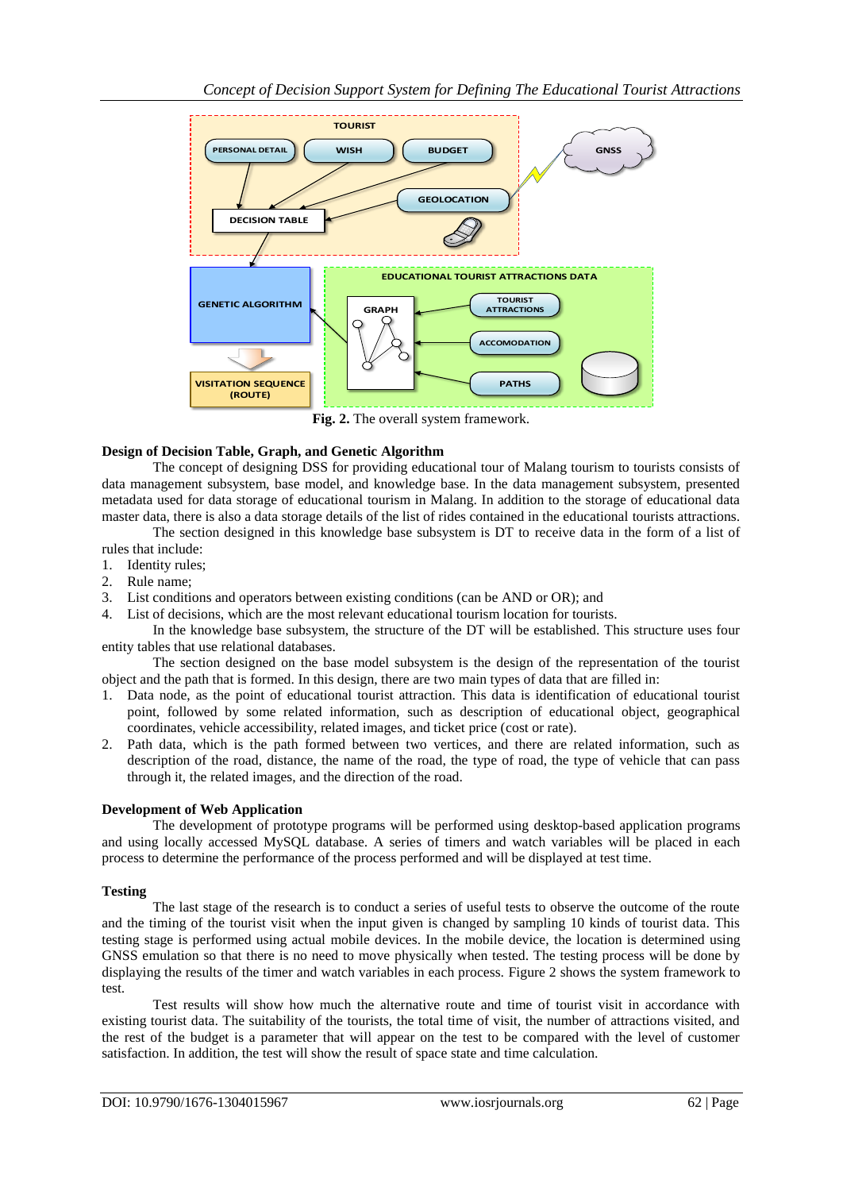Fig. 2. The overall system framework.

**Design of Decision Table, Graph, and Genetic Algorithm**

The concept of designing DSS for providing educational tour of Malang tourism to tourists consists of data management subsystem, base model, and knowledge base. In the data management subsystem, presented metadata used for data storage of educational tourism in Malang. In addition to the storage of educational data master data, there is also a data storage details of the list of rides contained in the educational tourists attractions.

The section designed in this knowledge base subsystem is DT to receive data in the form of a list of rules that include:

1. Identity rules;
2. Rule name;
3. List conditions and operators between existing conditions (can be AND or OR); and
4. List of decisions, which are the most relevant educational tourism location for tourists.

In the knowledge base subsystem, the structure of the DT will be established. This structure uses four entity tables that use relational databases.

The section designed on the base model subsystem is the design of the representation of the tourist object and the path that is formed. In this design, there are two main types of data that are filled in:

1. Data node, as the point of educational tourist attraction. This data is identification of educational tourist point, followed by some related information, such as description of educational object, geographical coordinates, vehicle accessibility, related images, and ticket price (cost or rate).
2. Path data, which is the path formed between two vertices, and there are related information, such as description of the road, distance, the name of the road, the type of road, the type of vehicle that can pass through it, the related images, and the direction of the road.

**Development of Web Application**

The development of prototype programs will be performed using desktop-based application programs and using locally accessed MySQL database. A series of timers and watch variables will be placed in each process to determine the performance of the process performed and will be displayed at test time.

**Testing**

The last stage of the research is to conduct a series of useful tests to observe the outcome of the route and the timing of the tourist visit when the input given is changed by sampling 10 kinds of tourist data. This testing stage is performed using actual mobile devices. In the mobile device, the location is determined using GNSS emulation so that there is no need to move physically when tested. The testing process will be done by displaying the results of the timer and watch variables in each process. Figure 2 shows the system framework to test.

Test results will show how much the alternative route and time of tourist visit in accordance with existing tourist data. The suitability of the tourists, the total time of visit, the number of attractions visited, and the rest of the budget is a parameter that will appear on the test to be compared with the level of customer satisfaction. In addition, the test will show the result of space state and time calculation.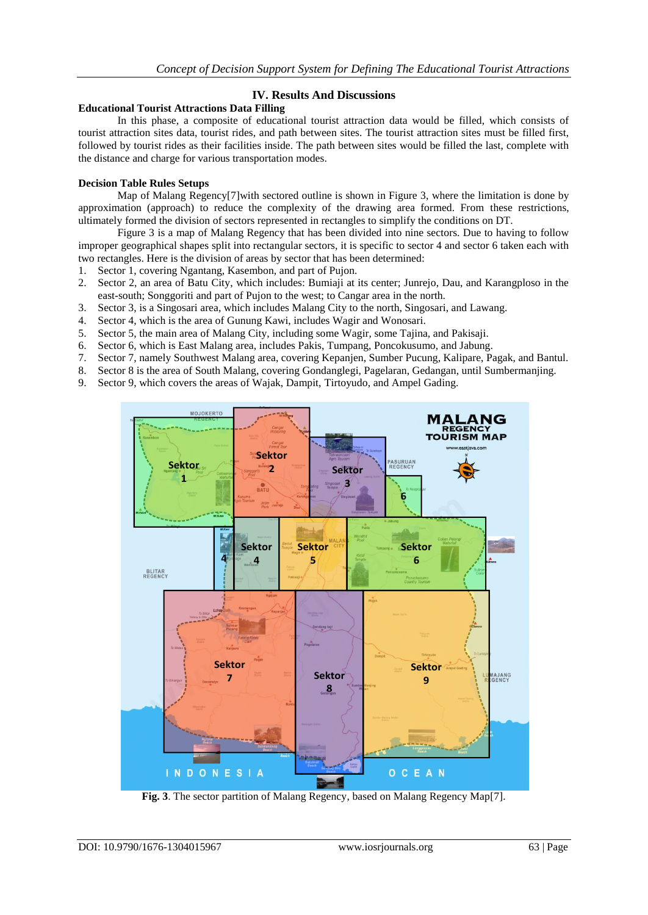## IV. Results And Discussions

### Educational Tourist Attractions Data Filling

In this phase, a composite of educational tourist attraction data would be filled, which consists of tourist attraction sites data, tourist rides, and path between sites. The tourist attraction sites must be filled first, followed by tourist rides as their facilities inside. The path between sites would be filled the last, complete with the distance and charge for various transportation modes.

### Decision Table Rules Setups

Map of Malang Regency[7]with sectored outline is shown in Figure 3, where the limitation is done by approximation (approach) to reduce the complexity of the drawing area formed. From these restrictions, ultimately formed the division of sectors represented in rectangles to simplify the conditions on DT.

Figure 3 is a map of Malang Regency that has been divided into nine sectors. Due to having to follow improper geographical shapes split into rectangular sectors, it is specific to sector 4 and sector 6 taken each with two rectangles. Here is the division of areas by sector that has been determined:

1. Sector 1, covering Ngantang, Kasembon, and part of Pujon.
2. Sector 2, an area of Batu City, which includes: Bumiaji at its center; Junrejo, Dau, and Karangploso in the east-south; Songgoriti and part of Pujon to the west; to Cangar area in the north.
3. Sector 3, is a Singosari area, which includes Malang City to the north, Singosari, and Lawang.
4. Sector 4, which is the area of Gunung Kawi, includes Wagir and Wonosari.
5. Sector 5, the main area of Malang City, including some Wagir, some Tajina, and Pakisaji.
6. Sector 6, which is East Malang area, includes Pakis, Tumpang, Poncokusumo, and Jabung.
7. Sector 7, namely Southwest Malang area, covering Kepanjen, Sumber Pucung, Kalipare, Pagak, and Bantul.
8. Sector 8 is the area of South Malang, covering Gondanglegi, Pagelaran, Gedangan, until Sumbermanjing.
9. Sector 9, which covers the areas of Wajak, Dampit, Tirtoyudo, and Ampel Gading.

**Fig. 3**. The sector partition of Malang Regency, based on Malang Regency Map[7].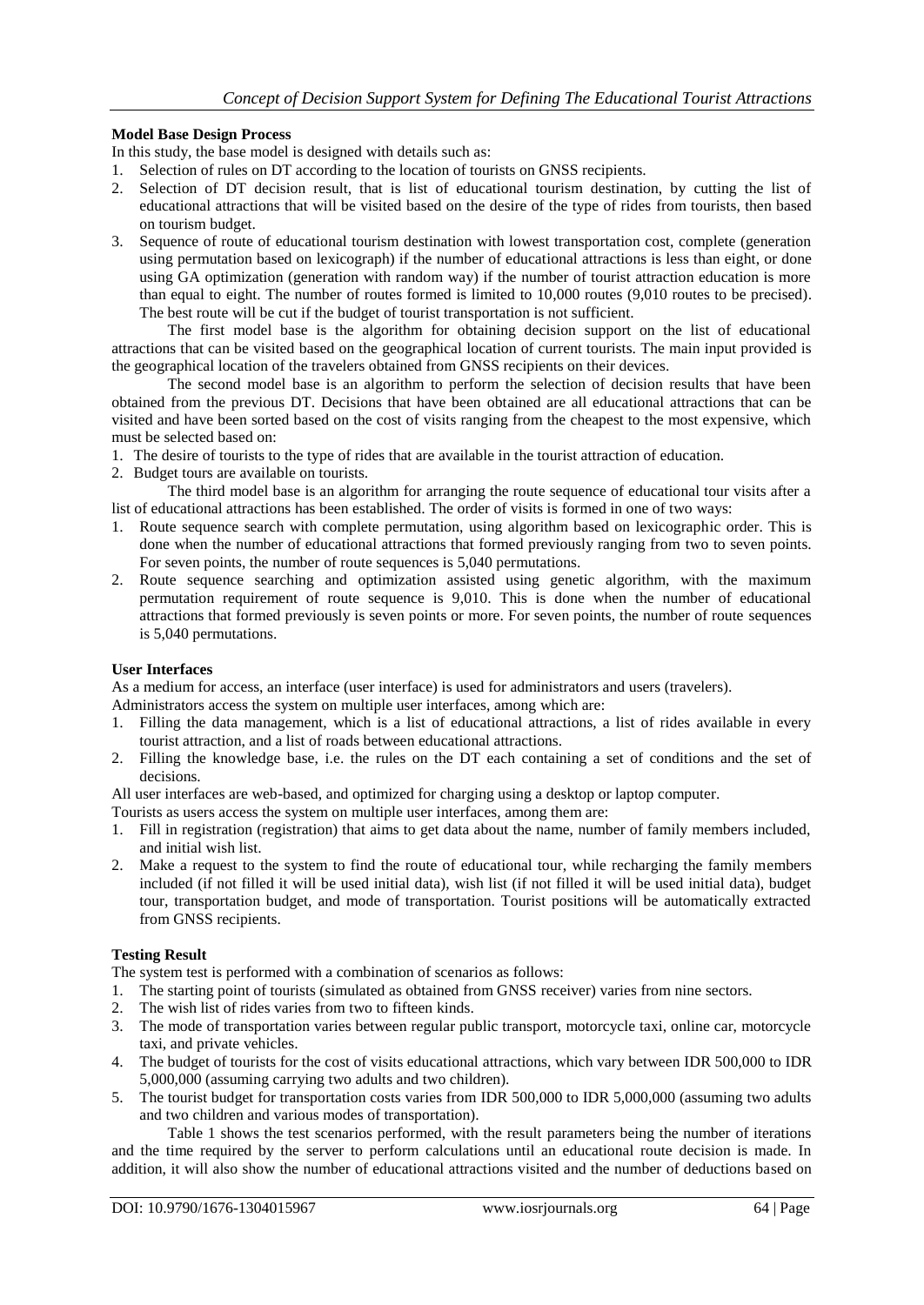**Model Base Design Process**

In this study, the base model is designed with details such as:

1. Selection of rules on DT according to the location of tourists on GNSS recipients.
2. Selection of DT decision result, that is list of educational tourism destination, by cutting the list of educational attractions that will be visited based on the desire of the type of rides from tourists, then based on tourism budget.
3. Sequence of route of educational tourism destination with lowest transportation cost, complete (generation using permutation based on lexicograph) if the number of educational attractions is less than eight, or done using GA optimization (generation with random way) if the number of tourist attraction education is more than equal to eight. The number of routes formed is limited to 10,000 routes (9,010 routes to be precised). The best route will be cut if the budget of tourist transportation is not sufficient.

The first model base is the algorithm for obtaining decision support on the list of educational attractions that can be visited based on the geographical location of current tourists. The main input provided is the geographical location of the travelers obtained from GNSS recipients on their devices.

The second model base is an algorithm to perform the selection of decision results that have been obtained from the previous DT. Decisions that have been obtained are all educational attractions that can be visited and have been sorted based on the cost of visits ranging from the cheapest to the most expensive, which must be selected based on:

1. The desire of tourists to the type of rides that are available in the tourist attraction of education.
2. Budget tours are available on tourists.

The third model base is an algorithm for arranging the route sequence of educational tour visits after a list of educational attractions has been established. The order of visits is formed in one of two ways:

1. Route sequence search with complete permutation, using algorithm based on lexicographic order. This is done when the number of educational attractions that formed previously ranging from two to seven points. For seven points, the number of route sequences is 5,040 permutations.
2. Route sequence searching and optimization assisted using genetic algorithm, with the maximum permutation requirement of route sequence is 9,010. This is done when the number of educational attractions that formed previously is seven points or more. For seven points, the number of route sequences is 5,040 permutations.

**User Interfaces**

As a medium for access, an interface (user interface) is used for administrators and users (travelers).

Administrators access the system on multiple user interfaces, among which are:

1. Filling the data management, which is a list of educational attractions, a list of rides available in every tourist attraction, and a list of roads between educational attractions.
2. Filling the knowledge base, i.e. the rules on the DT each containing a set of conditions and the set of decisions.

All user interfaces are web-based, and optimized for charging using a desktop or laptop computer.

Tourists as users access the system on multiple user interfaces, among them are:

1. Fill in registration (registration) that aims to get data about the name, number of family members included, and initial wish list.
2. Make a request to the system to find the route of educational tour, while recharging the family members included (if not filled it will be used initial data), wish list (if not filled it will be used initial data), budget tour, transportation budget, and mode of transportation. Tourist positions will be automatically extracted from GNSS recipients.

**Testing Result**

The system test is performed with a combination of scenarios as follows:

1. The starting point of tourists (simulated as obtained from GNSS receiver) varies from nine sectors.
2. The wish list of rides varies from two to fifteen kinds.
3. The mode of transportation varies between regular public transport, motorcycle taxi, online car, motorcycle taxi, and private vehicles.
4. The budget of tourists for the cost of visits educational attractions, which vary between IDR 500,000 to IDR 5,000,000 (assuming carrying two adults and two children).
5. The tourist budget for transportation costs varies from IDR 500,000 to IDR 5,000,000 (assuming two adults and two children and various modes of transportation).

Table 1 shows the test scenarios performed, with the result parameters being the number of iterations and the time required by the server to perform calculations until an educational route decision is made. In addition, it will also show the number of educational attractions visited and the number of deductions based on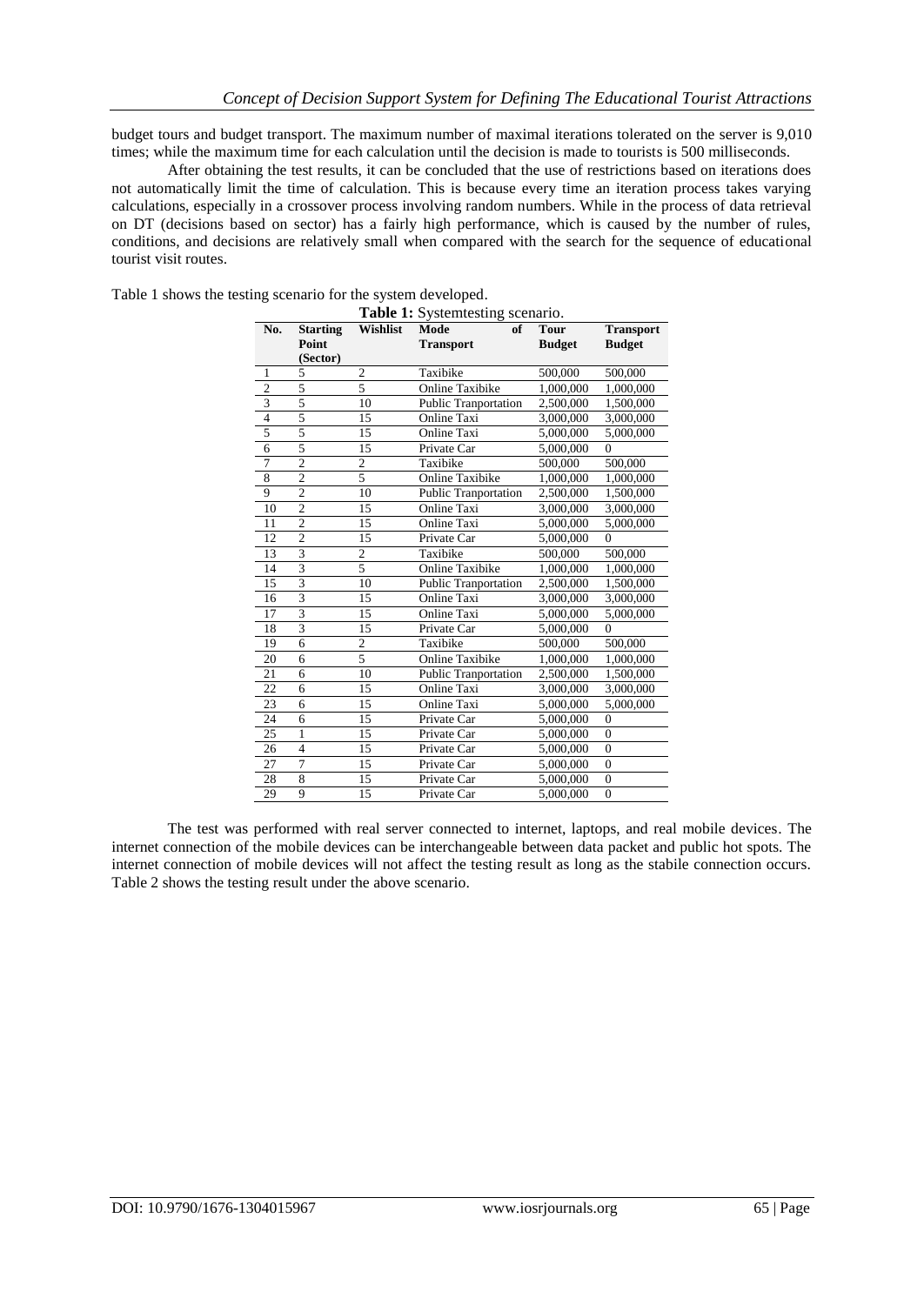budget tours and budget transport. The maximum number of maximal iterations tolerated on the server is 9,010 times; while the maximum time for each calculation until the decision is made to tourists is 500 milliseconds.

After obtaining the test results, it can be concluded that the use of restrictions based on iterations does not automatically limit the time of calculation. This is because every time an iteration process takes varying calculations, especially in a crossover process involving random numbers. While in the process of data retrieval on DT (decisions based on sector) has a fairly high performance, which is caused by the number of rules, conditions, and decisions are relatively small when compared with the search for the sequence of educational tourist visit routes.

Table 1 shows the testing scenario for the system developed.

**Table 1:** Systemtesting scenario.

| No. | Starting Point (Sector) | Wishlist | Mode of Transport | Tour Budget | Transport Budget |
|---|---|---|---|---|---|
| 1 | 5 | 2 | Taxibike | 500,000 | 500,000 |
| 2 | 5 | 5 | Online Taxibike | 1,000,000 | 1,000,000 |
| 3 | 5 | 10 | Public Tranportation | 2,500,000 | 1,500,000 |
| 4 | 5 | 15 | Online Taxi | 3,000,000 | 3,000,000 |
| 5 | 5 | 15 | Online Taxi | 5,000,000 | 5,000,000 |
| 6 | 5 | 15 | Private Car | 5,000,000 | 0 |
| 7 | 2 | 2 | Taxibike | 500,000 | 500,000 |
| 8 | 2 | 5 | Online Taxibike | 1,000,000 | 1,000,000 |
| 9 | 2 | 10 | Public Tranportation | 2,500,000 | 1,500,000 |
| 10 | 2 | 15 | Online Taxi | 3,000,000 | 3,000,000 |
| 11 | 2 | 15 | Online Taxi | 5,000,000 | 5,000,000 |
| 12 | 2 | 15 | Private Car | 5,000,000 | 0 |
| 13 | 3 | 2 | Taxibike | 500,000 | 500,000 |
| 14 | 3 | 5 | Online Taxibike | 1,000,000 | 1,000,000 |
| 15 | 3 | 10 | Public Tranportation | 2,500,000 | 1,500,000 |
| 16 | 3 | 15 | Online Taxi | 3,000,000 | 3,000,000 |
| 17 | 3 | 15 | Online Taxi | 5,000,000 | 5,000,000 |
| 18 | 3 | 15 | Private Car | 5,000,000 | 0 |
| 19 | 6 | 2 | Taxibike | 500,000 | 500,000 |
| 20 | 6 | 5 | Online Taxibike | 1,000,000 | 1,000,000 |
| 21 | 6 | 10 | Public Tranportation | 2,500,000 | 1,500,000 |
| 22 | 6 | 15 | Online Taxi | 3,000,000 | 3,000,000 |
| 23 | 6 | 15 | Online Taxi | 5,000,000 | 5,000,000 |
| 24 | 6 | 15 | Private Car | 5,000,000 | 0 |
| 25 | 1 | 15 | Private Car | 5,000,000 | 0 |
| 26 | 4 | 15 | Private Car | 5,000,000 | 0 |
| 27 | 7 | 15 | Private Car | 5,000,000 | 0 |
| 28 | 8 | 15 | Private Car | 5,000,000 | 0 |
| 29 | 9 | 15 | Private Car | 5,000,000 | 0 |

The test was performed with real server connected to internet, laptops, and real mobile devices. The internet connection of the mobile devices can be interchangeable between data packet and public hot spots. The internet connection of mobile devices will not affect the testing result as long as the stabile connection occurs. Table 2 shows the testing result under the above scenario.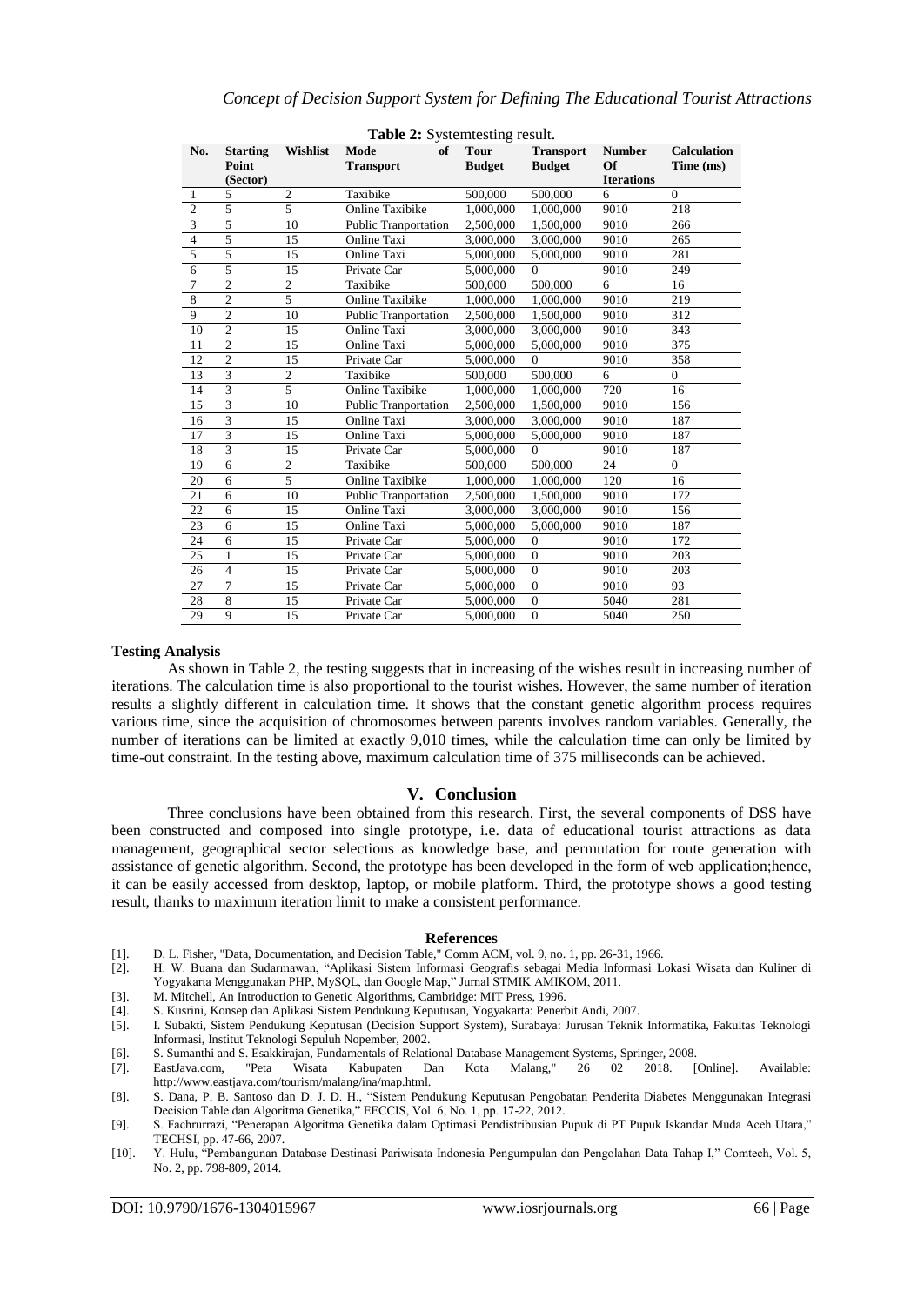**Table 2:** Systemtesting result.

| No. | Starting Point (Sector) | Wishlist | Mode of Transport | Tour Budget | Transport Budget | Number Of Iterations | Calculation Time (ms) |
|---|---|---|---|---|---|---|---|
| 1 | 5 | 2 | Taxibike | 500,000 | 500,000 | 6 | 0 |
| 2 | 5 | 5 | Online Taxibike | 1,000,000 | 1,000,000 | 9010 | 218 |
| 3 | 5 | 10 | Public Tranportation | 2,500,000 | 1,500,000 | 9010 | 266 |
| 4 | 5 | 15 | Online Taxi | 3,000,000 | 3,000,000 | 9010 | 265 |
| 5 | 5 | 15 | Online Taxi | 5,000,000 | 5,000,000 | 9010 | 281 |
| 6 | 5 | 15 | Private Car | 5,000,000 | 0 | 9010 | 249 |
| 7 | 2 | 2 | Taxibike | 500,000 | 500,000 | 6 | 16 |
| 8 | 2 | 5 | Online Taxibike | 1,000,000 | 1,000,000 | 9010 | 219 |
| 9 | 2 | 10 | Public Tranportation | 2,500,000 | 1,500,000 | 9010 | 312 |
| 10 | 2 | 15 | Online Taxi | 3,000,000 | 3,000,000 | 9010 | 343 |
| 11 | 2 | 15 | Online Taxi | 5,000,000 | 5,000,000 | 9010 | 375 |
| 12 | 2 | 15 | Private Car | 5,000,000 | 0 | 9010 | 358 |
| 13 | 3 | 2 | Taxibike | 500,000 | 500,000 | 6 | 0 |
| 14 | 3 | 5 | Online Taxibike | 1,000,000 | 1,000,000 | 720 | 16 |
| 15 | 3 | 10 | Public Tranportation | 2,500,000 | 1,500,000 | 9010 | 156 |
| 16 | 3 | 15 | Online Taxi | 3,000,000 | 3,000,000 | 9010 | 187 |
| 17 | 3 | 15 | Online Taxi | 5,000,000 | 5,000,000 | 9010 | 187 |
| 18 | 3 | 15 | Private Car | 5,000,000 | 0 | 9010 | 187 |
| 19 | 6 | 2 | Taxibike | 500,000 | 500,000 | 24 | 0 |
| 20 | 6 | 5 | Online Taxibike | 1,000,000 | 1,000,000 | 120 | 16 |
| 21 | 6 | 10 | Public Tranportation | 2,500,000 | 1,500,000 | 9010 | 172 |
| 22 | 6 | 15 | Online Taxi | 3,000,000 | 3,000,000 | 9010 | 156 |
| 23 | 6 | 15 | Online Taxi | 5,000,000 | 5,000,000 | 9010 | 187 |
| 24 | 6 | 15 | Private Car | 5,000,000 | 0 | 9010 | 172 |
| 25 | 1 | 15 | Private Car | 5,000,000 | 0 | 9010 | 203 |
| 26 | 4 | 15 | Private Car | 5,000,000 | 0 | 9010 | 203 |
| 27 | 7 | 15 | Private Car | 5,000,000 | 0 | 9010 | 93 |
| 28 | 8 | 15 | Private Car | 5,000,000 | 0 | 5040 | 281 |
| 29 | 9 | 15 | Private Car | 5,000,000 | 0 | 5040 | 250 |

**Testing Analysis**

As shown in Table 2, the testing suggests that in increasing of the wishes result in increasing number of iterations. The calculation time is also proportional to the tourist wishes. However, the same number of iteration results a slightly different in calculation time. It shows that the constant genetic algorithm process requires various time, since the acquisition of chromosomes between parents involves random variables. Generally, the number of iterations can be limited at exactly 9,010 times, while the calculation time can only be limited by time-out constraint. In the testing above, maximum calculation time of 375 milliseconds can be achieved.

## V. Conclusion

Three conclusions have been obtained from this research. First, the several components of DSS have been constructed and composed into single prototype, i.e. data of educational tourist attractions as data management, geographical sector selections as knowledge base, and permutation for route generation with assistance of genetic algorithm. Second, the prototype has been developed in the form of web application;hence, it can be easily accessed from desktop, laptop, or mobile platform. Third, the prototype shows a good testing result, thanks to maximum iteration limit to make a consistent performance.

## References

[1]. D. L. Fisher, "Data, Documentation, and Decision Table," Comm ACM, vol. 9, no. 1, pp. 26-31, 1966.

[2]. H. W. Buana dan Sudarmawan, "Aplikasi Sistem Informasi Geografis sebagai Media Informasi Lokasi Wisata dan Kuliner di Yogyakarta Menggunakan PHP, MySQL, dan Google Map," Jurnal STMIK AMIKOM, 2011.

[3]. M. Mitchell, An Introduction to Genetic Algorithms, Cambridge: MIT Press, 1996.

[4]. S. Kusrini, Konsep dan Aplikasi Sistem Pendukung Keputusan, Yogyakarta: Penerbit Andi, 2007.

[5]. I. Subakti, Sistem Pendukung Keputusan (Decision Support System), Surabaya: Jurusan Teknik Informatika, Fakultas Teknologi Informasi, Institut Teknologi Sepuluh Nopember, 2002.

[6]. S. Sumanthi and S. Esakkirajan, Fundamentals of Relational Database Management Systems, Springer, 2008.

[7]. EastJava.com, "Peta Wisata Kabupaten Dan Kota Malang," 26 02 2018. [Online]. Available: http://www.eastjava.com/tourism/malang/ina/map.html.

[8]. S. Dana, P. B. Santoso dan D. J. D. H., "Sistem Pendukung Keputusan Pengobatan Penderita Diabetes Menggunakan Integrasi Decision Table dan Algoritma Genetika," EECCIS, Vol. 6, No. 1, pp. 17-22, 2012.

[9]. S. Fachrurrazi, "Penerapan Algoritma Genetika dalam Optimasi Pendistribusian Pupuk di PT Pupuk Iskandar Muda Aceh Utara," TECHSI, pp. 47-66, 2007.

[10]. Y. Hulu, "Pembangunan Database Destinasi Pariwisata Indonesia Pengumpulan dan Pengolahan Data Tahap I," Comtech, Vol. 5, No. 2, pp. 798-809, 2014.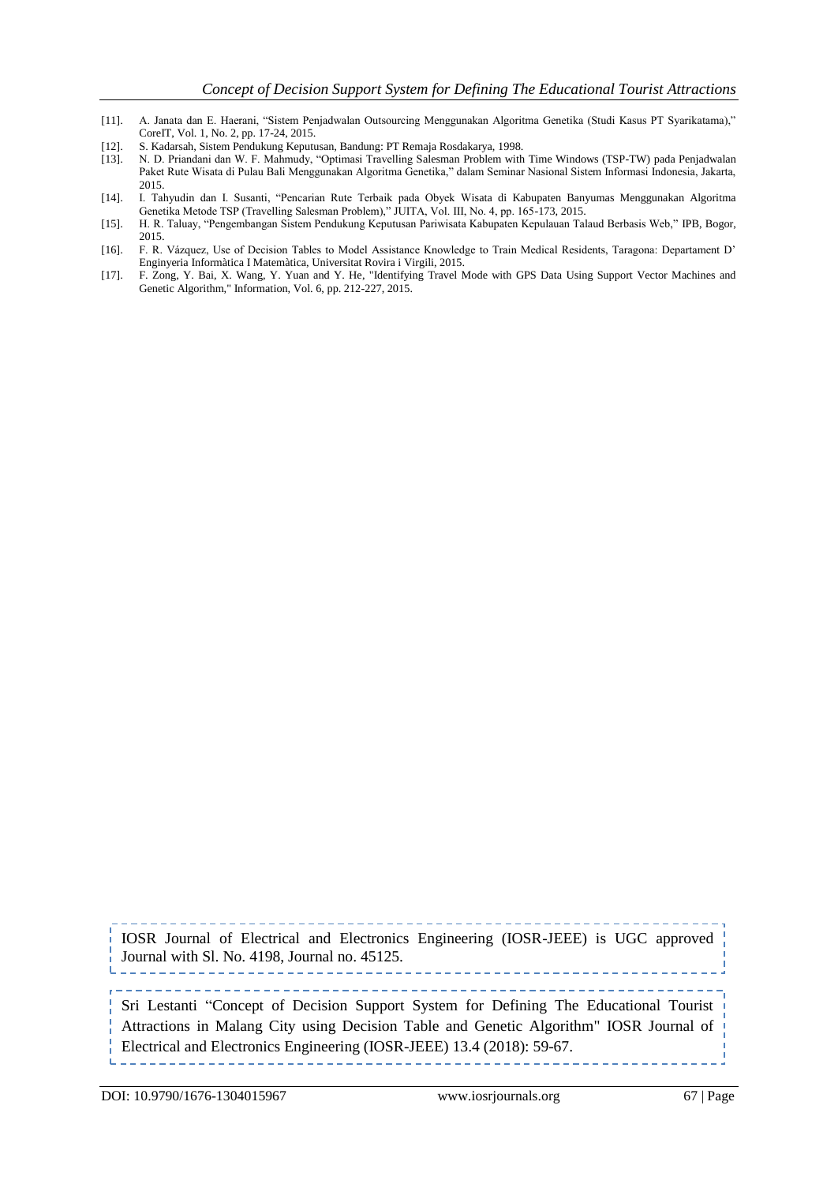[11]. A. Janata dan E. Haerani, "Sistem Penjadwalan Outsourcing Menggunakan Algoritma Genetika (Studi Kasus PT Syarikatama)," CoreIT, Vol. 1, No. 2, pp. 17-24, 2015.

[12]. S. Kadarsah, Sistem Pendukung Keputusan, Bandung: PT Remaja Rosdakarya, 1998.

[13]. N. D. Priandani dan W. F. Mahmudy, "Optimasi Travelling Salesman Problem with Time Windows (TSP-TW) pada Penjadwalan Paket Rute Wisata di Pulau Bali Menggunakan Algoritma Genetika," dalam Seminar Nasional Sistem Informasi Indonesia, Jakarta, 2015.

[14]. I. Tahyudin dan I. Susanti, "Pencarian Rute Terbaik pada Obyek Wisata di Kabupaten Banyumas Menggunakan Algoritma Genetika Metode TSP (Travelling Salesman Problem)," JUITA, Vol. III, No. 4, pp. 165-173, 2015.

[15]. H. R. Taluay, "Pengembangan Sistem Pendukung Keputusan Pariwisata Kabupaten Kepulauan Talaud Berbasis Web," IPB, Bogor, 2015.

[16]. F. R. Vázquez, Use of Decision Tables to Model Assistance Knowledge to Train Medical Residents, Taragona: Departament D' Enginyeria Informàtica I Matemàtica, Universitat Rovira i Virgili, 2015.

[17]. F. Zong, Y. Bai, X. Wang, Y. Yuan and Y. He, "Identifying Travel Mode with GPS Data Using Support Vector Machines and Genetic Algorithm," Information, Vol. 6, pp. 212-227, 2015.

IOSR Journal of Electrical and Electronics Engineering (IOSR-JEEE) is UGC approved Journal with Sl. No. 4198, Journal no. 45125.

Sri Lestanti "Concept of Decision Support System for Defining The Educational Tourist Attractions in Malang City using Decision Table and Genetic Algorithm" IOSR Journal of Electrical and Electronics Engineering (IOSR-JEEE) 13.4 (2018): 59-67.